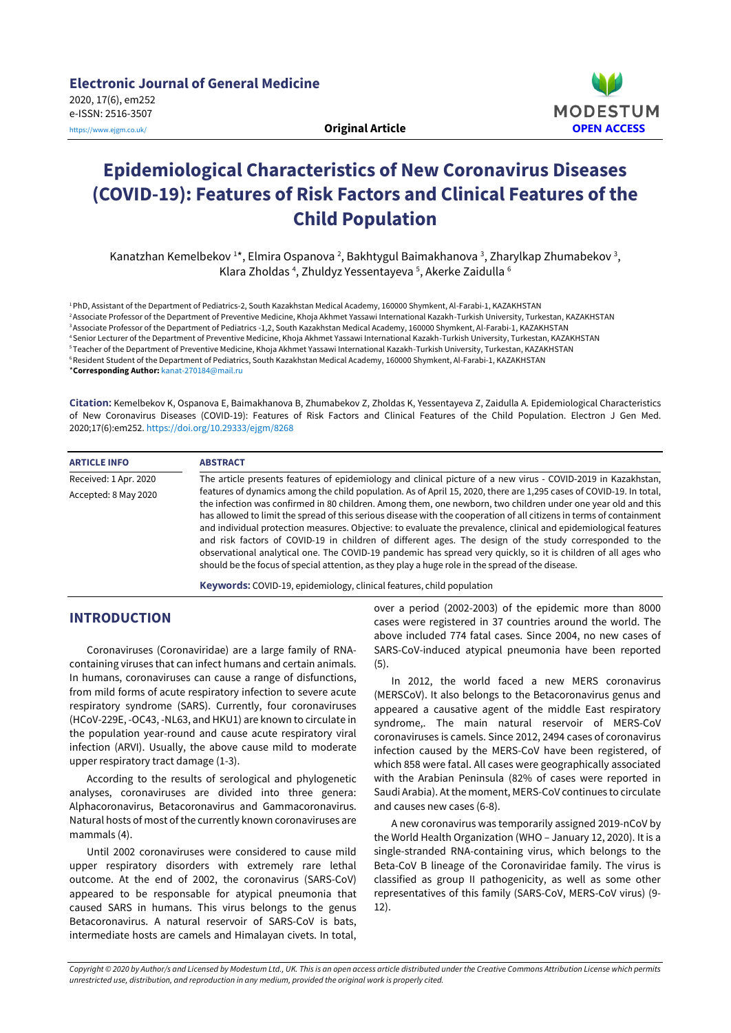Electronic Journal of General Medicine
2020, 17(6), em252
e-ISSN: 2516-3507
https://www.ejgm.co.uk/

**Original Article**

MODESTUM
**OPEN ACCESS**

# Epidemiological Characteristics of New Coronavirus Diseases (COVID-19): Features of Risk Factors and Clinical Features of the Child Population

Kanatzhan Kemelbekov [1]*, Elmira Ospanova [2], Bakhtygul Baimakhanova [3], Zharylkap Zhumabekov [3], Klara Zholdas [4], Zhuldyz Yessentayeva [5], Akerke Zaidulla [6]

[1] PhD, Assistant of the Department of Pediatrics-2, South Kazakhstan Medical Academy, 160000 Shymkent, Al-Farabi-1, KAZAKHSTAN
[2] Associate Professor of the Department of Preventive Medicine, Khoja Akhmet Yassawi International Kazakh-Turkish University, Turkestan, KAZAKHSTAN
[3] Associate Professor of the Department of Pediatrics -1,2, South Kazakhstan Medical Academy, 160000 Shymkent, Al-Farabi-1, KAZAKHSTAN
[4] Senior Lecturer of the Department of Preventive Medicine, Khoja Akhmet Yassawi International Kazakh-Turkish University, Turkestan, KAZAKHSTAN
[5] Teacher of the Department of Preventive Medicine, Khoja Akhmet Yassawi International Kazakh-Turkish University, Turkestan, KAZAKHSTAN
[6] Resident Student of the Department of Pediatrics, South Kazakhstan Medical Academy, 160000 Shymkent, Al-Farabi-1, KAZAKHSTAN
***Corresponding Author:** kanat-270184@mail.ru

**Citation:** Kemelbekov K, Ospanova E, Baimakhanova B, Zhumabekov Z, Zholdas K, Yessentayeva Z, Zaidulla A. Epidemiological Characteristics of New Coronavirus Diseases (COVID-19): Features of Risk Factors and Clinical Features of the Child Population. Electron J Gen Med. 2020;17(6):em252. https://doi.org/10.29333/ejgm/8268

**ARTICLE INFO**

Received: 1 Apr. 2020
Accepted: 8 May 2020

**ABSTRACT**

The article presents features of epidemiology and clinical picture of a new virus - COVID-2019 in Kazakhstan, features of dynamics among the child population. As of April 15, 2020, there are 1,295 cases of COVID-19. In total, the infection was confirmed in 80 children. Among them, one newborn, two children under one year old and this has allowed to limit the spread of this serious disease with the cooperation of all citizens in terms of containment and individual protection measures. Objective: to evaluate the prevalence, clinical and epidemiological features and risk factors of COVID-19 in children of different ages. The design of the study corresponded to the observational analytical one. The COVID-19 pandemic has spread very quickly, so it is children of all ages who should be the focus of special attention, as they play a huge role in the spread of the disease.

**Keywords:** COVID-19, epidemiology, clinical features, child population

## INTRODUCTION

Coronaviruses (Coronaviridae) are a large family of RNA-containing viruses that can infect humans and certain animals. In humans, coronaviruses can cause a range of disfunctions, from mild forms of acute respiratory infection to severe acute respiratory syndrome (SARS). Currently, four coronaviruses (HCoV-229E, -OC43, -NL63, and HKU1) are known to circulate in the population year-round and cause acute respiratory viral infection (ARVI). Usually, the above cause mild to moderate upper respiratory tract damage (1-3).

According to the results of serological and phylogenetic analyses, coronaviruses are divided into three genera: Alphacoronavirus, Betacoronavirus and Gammacoronavirus. Natural hosts of most of the currently known coronaviruses are mammals (4).

Until 2002 coronaviruses were considered to cause mild upper respiratory disorders with extremely rare lethal outcome. At the end of 2002, the coronavirus (SARS-CoV) appeared to be responsible for atypical pneumonia that caused SARS in humans. This virus belongs to the genus Betacoronavirus. A natural reservoir of SARS-CoV is bats, intermediate hosts are camels and Himalayan civets. In total, over a period (2002-2003) of the epidemic more than 8000 cases were registered in 37 countries around the world. The above included 774 fatal cases. Since 2004, no new cases of SARS-CoV-induced atypical pneumonia have been reported (5).

In 2012, the world faced a new MERS coronavirus (MERSCoV). It also belongs to the Betacoronavirus genus and appeared a causative agent of the middle East respiratory syndrome,. The main natural reservoir of MERS-CoV coronaviruses is camels. Since 2012, 2494 cases of coronavirus infection caused by the MERS-CoV have been registered, of which 858 were fatal. All cases were geographically associated with the Arabian Peninsula (82% of cases were reported in Saudi Arabia). At the moment, MERS-CoV continues to circulate and causes new cases (6-8).

A new coronavirus was temporarily assigned 2019-nCoV by the World Health Organization (WHO – January 12, 2020). It is a single-stranded RNA-containing virus, which belongs to the Beta-CoV B lineage of the Coronaviridae family. The virus is classified as group II pathogenicity, as well as some other representatives of this family (SARS-CoV, MERS-CoV virus) (9-12).

*Copyright © 2020 by Author/s and Licensed by Modestum Ltd., UK. This is an open access article distributed under the Creative Commons Attribution License which permits unrestricted use, distribution, and reproduction in any medium, provided the original work is properly cited.*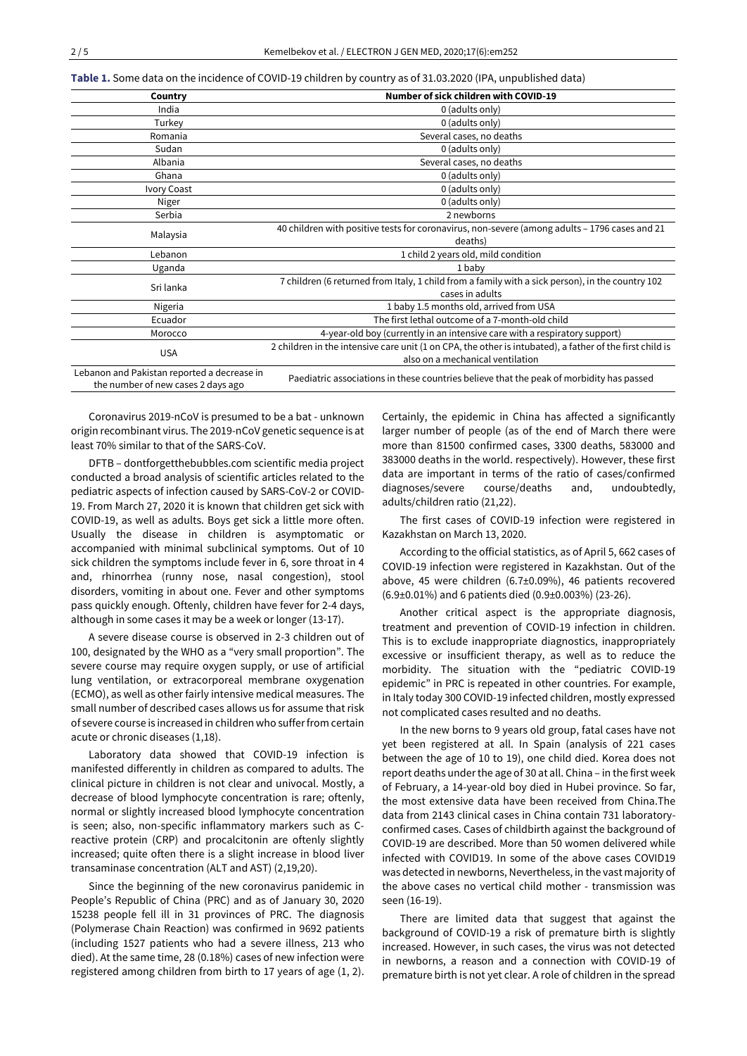**Table 1.** Some data on the incidence of COVID-19 children by country as of 31.03.2020 (IPA, unpublished data)

| Country | Number of sick children with COVID-19 |
|---|---|
| India | 0 (adults only) |
| Turkey | 0 (adults only) |
| Romania | Several cases, no deaths |
| Sudan | 0 (adults only) |
| Albania | Several cases, no deaths |
| Ghana | 0 (adults only) |
| Ivory Coast | 0 (adults only) |
| Niger | 0 (adults only) |
| Serbia | 2 newborns |
| Malaysia | 40 children with positive tests for coronavirus, non-severe (among adults – 1796 cases and 21 deaths) |
| Lebanon | 1 child 2 years old, mild condition |
| Uganda | 1 baby |
| Sri lanka | 7 children (6 returned from Italy, 1 child from a family with a sick person), in the country 102 cases in adults |
| Nigeria | 1 baby 1.5 months old, arrived from USA |
| Ecuador | The first lethal outcome of a 7-month-old child |
| Morocco | 4-year-old boy (currently in an intensive care with a respiratory support) |
| USA | 2 children in the intensive care unit (1 on CPA, the other is intubated), a father of the first child is also on a mechanical ventilation |
| Lebanon and Pakistan reported a decrease in the number of new cases 2 days ago | Paediatric associations in these countries believe that the peak of morbidity has passed |

Coronavirus 2019-nCoV is presumed to be a bat - unknown origin recombinant virus. The 2019-nCoV genetic sequence is at least 70% similar to that of the SARS-CoV.

DFTB – dontforgetthebubbles.com scientific media project conducted a broad analysis of scientific articles related to the pediatric aspects of infection caused by SARS-CoV-2 or COVID-19. From March 27, 2020 it is known that children get sick with COVID-19, as well as adults. Boys get sick a little more often. Usually the disease in children is asymptomatic or accompanied with minimal subclinical symptoms. Out of 10 sick children the symptoms include fever in 6, sore throat in 4 and, rhinorrhea (runny nose, nasal congestion), stool disorders, vomiting in about one. Fever and other symptoms pass quickly enough. Oftenly, children have fever for 2-4 days, although in some cases it may be a week or longer (13-17).

A severe disease course is observed in 2-3 children out of 100, designated by the WHO as a "very small proportion". The severe course may require oxygen supply, or use of artificial lung ventilation, or extracorporeal membrane oxygenation (ECMO), as well as other fairly intensive medical measures. The small number of described cases allows us for assume that risk of severe course is increased in children who suffer from certain acute or chronic diseases (1,18).

Laboratory data showed that COVID-19 infection is manifested differently in children as compared to adults. The clinical picture in children is not clear and univocal. Mostly, a decrease of blood lymphocyte concentration is rare; oftenly, normal or slightly increased blood lymphocyte concentration is seen; also, non-specific inflammatory markers such as C-reactive protein (CRP) and procalcitonin are oftenly slightly increased; quite often there is a slight increase in blood liver transaminase concentration (ALT and AST) (2,19,20).

Since the beginning of the new coronavirus panidemic in People's Republic of China (PRC) and as of January 30, 2020 15238 people fell ill in 31 provinces of PRC. The diagnosis (Polymerase Chain Reaction) was confirmed in 9692 patients (including 1527 patients who had a severe illness, 213 who died). At the same time, 28 (0.18%) cases of new infection were registered among children from birth to 17 years of age (1, 2). Certainly, the epidemic in China has affected a significantly larger number of people (as of the end of March there were more than 81500 confirmed cases, 3300 deaths, 583000 and 383000 deaths in the world. respectively). However, these first data are important in terms of the ratio of cases/confirmed diagnoses/severe course/deaths and, undoubtedly, adults/children ratio (21,22).

The first cases of COVID-19 infection were registered in Kazakhstan on March 13, 2020.

According to the official statistics, as of April 5, 662 cases of COVID-19 infection were registered in Kazakhstan. Out of the above, 45 were children (6.7±0.09%), 46 patients recovered (6.9±0.01%) and 6 patients died (0.9±0.003%) (23-26).

Another critical aspect is the appropriate diagnosis, treatment and prevention of COVID-19 infection in children. This is to exclude inappropriate diagnostics, inappropriately excessive or insufficient therapy, as well as to reduce the morbidity. The situation with the "pediatric COVID-19 epidemic" in PRC is repeated in other countries. For example, in Italy today 300 COVID-19 infected children, mostly expressed not complicated cases resulted and no deaths.

In the new borns to 9 years old group, fatal cases have not yet been registered at all. In Spain (analysis of 221 cases between the age of 10 to 19), one child died. Korea does not report deaths under the age of 30 at all. China – in the first week of February, a 14-year-old boy died in Hubei province. So far, the most extensive data have been received from China.The data from 2143 clinical cases in China contain 731 laboratory-confirmed cases. Cases of childbirth against the background of COVID-19 are described. More than 50 women delivered while infected with COVID19. In some of the above cases COVID19 was detected in newborns, Nevertheless, in the vast majority of the above cases no vertical child mother - transmission was seen (16-19).

There are limited data that suggest that against the background of COVID-19 a risk of premature birth is slightly increased. However, in such cases, the virus was not detected in newborns, a reason and a connection with COVID-19 of premature birth is not yet clear. A role of children in the spread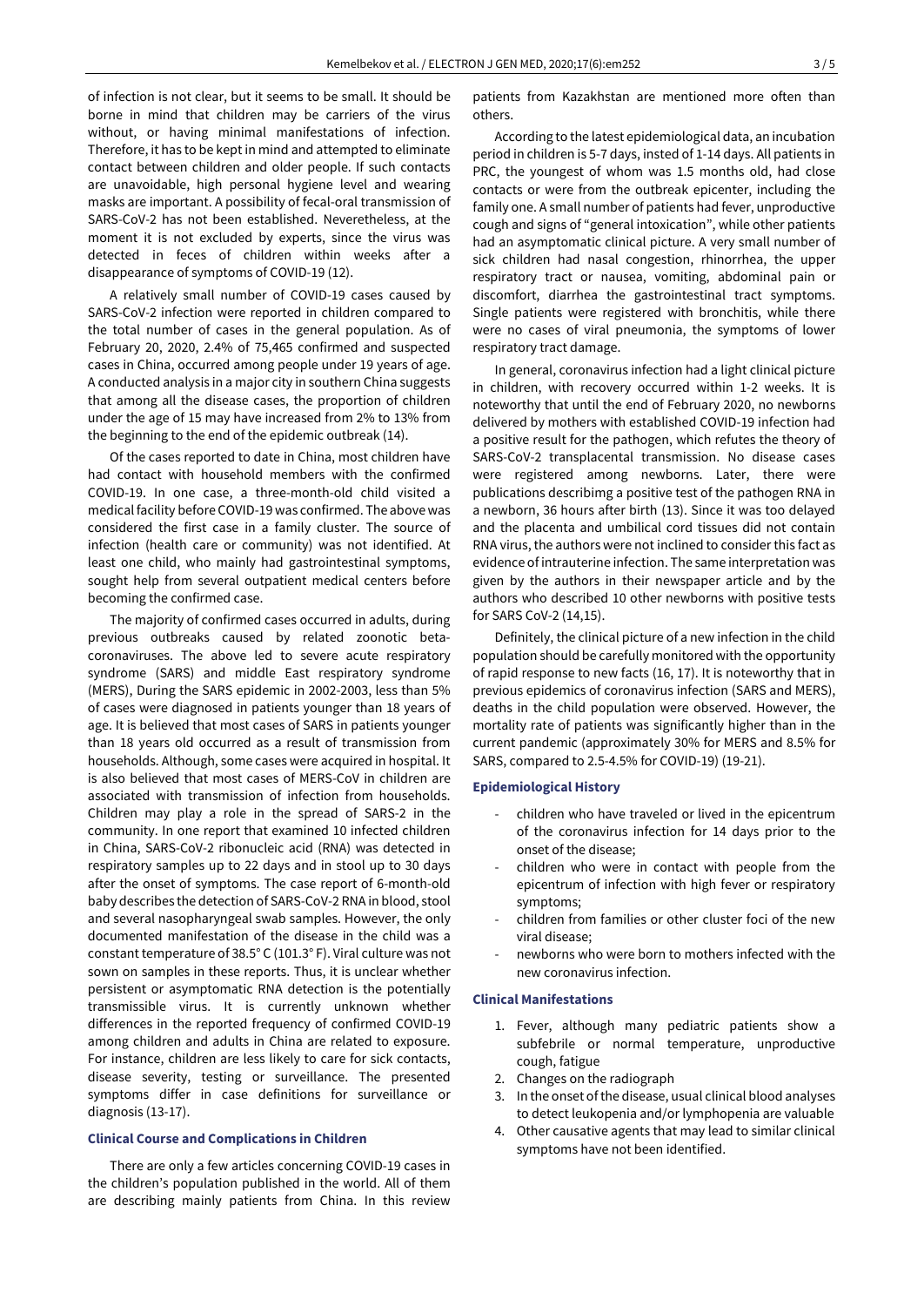of infection is not clear, but it seems to be small. It should be borne in mind that children may be carriers of the virus without, or having minimal manifestations of infection. Therefore, it has to be kept in mind and attempted to eliminate contact between children and older people. If such contacts are unavoidable, high personal hygiene level and wearing masks are important. A possibility of fecal-oral transmission of SARS-CoV-2 has not been established. Neveretheless, at the moment it is not excluded by experts, since the virus was detected in feces of children within weeks after a disappearance of symptoms of COVID-19 (12).

A relatively small number of COVID-19 cases caused by SARS-CoV-2 infection were reported in children compared to the total number of cases in the general population. As of February 20, 2020, 2.4% of 75,465 confirmed and suspected cases in China, occurred among people under 19 years of age. A conducted analysis in a major city in southern China suggests that among all the disease cases, the proportion of children under the age of 15 may have increased from 2% to 13% from the beginning to the end of the epidemic outbreak (14).

Of the cases reported to date in China, most children have had contact with household members with the confirmed COVID-19. In one case, a three-month-old child visited a medical facility before COVID-19 was confirmed. The above was considered the first case in a family cluster. The source of infection (health care or community) was not identified. At least one child, who mainly had gastrointestinal symptoms, sought help from several outpatient medical centers before becoming the confirmed case.

The majority of confirmed cases occurred in adults, during previous outbreaks caused by related zoonotic beta-coronaviruses. The above led to severe acute respiratory syndrome (SARS) and middle East respiratory syndrome (MERS), During the SARS epidemic in 2002-2003, less than 5% of cases were diagnosed in patients younger than 18 years of age. It is believed that most cases of SARS in patients younger than 18 years old occurred as a result of transmission from households. Although, some cases were acquired in hospital. It is also believed that most cases of MERS-CoV in children are associated with transmission of infection from households. Children may play a role in the spread of SARS-2 in the community. In one report that examined 10 infected children in China, SARS-CoV-2 ribonucleic acid (RNA) was detected in respiratory samples up to 22 days and in stool up to 30 days after the onset of symptoms. The case report of 6-month-old baby describes the detection of SARS-CoV-2 RNA in blood, stool and several nasopharyngeal swab samples. However, the only documented manifestation of the disease in the child was a constant temperature of 38.5° C (101.3° F). Viral culture was not sown on samples in these reports. Thus, it is unclear whether persistent or asymptomatic RNA detection is the potentially transmissible virus. It is currently unknown whether differences in the reported frequency of confirmed COVID-19 among children and adults in China are related to exposure. For instance, children are less likely to care for sick contacts, disease severity, testing or surveillance. The presented symptoms differ in case definitions for surveillance or diagnosis (13-17).

### Clinical Course and Complications in Children

There are only a few articles concerning COVID-19 cases in the children's population published in the world. All of them are describing mainly patients from China. In this review patients from Kazakhstan are mentioned more often than others.

According to the latest epidemiological data, an incubation period in children is 5-7 days, instead of 1-14 days. All patients in PRC, the youngest of whom was 1.5 months old, had close contacts or were from the outbreak epicenter, including the family one. A small number of patients had fever, unproductive cough and signs of "general intoxication", while other patients had an asymptomatic clinical picture. A very small number of sick children had nasal congestion, rhinorrhea, the upper respiratory tract or nausea, vomiting, abdominal pain or discomfort, diarrhea the gastrointestinal tract symptoms. Single patients were registered with bronchitis, while there were no cases of viral pneumonia, the symptoms of lower respiratory tract damage.

In general, coronavirus infection had a light clinical picture in children, with recovery occurred within 1-2 weeks. It is noteworthy that until the end of February 2020, no newborns delivered by mothers with established COVID-19 infection had a positive result for the pathogen, which refutes the theory of SARS-CoV-2 transplacental transmission. No disease cases were registered among newborns. Later, there were publications describimg a positive test of the pathogen RNA in a newborn, 36 hours after birth (13). Since it was too delayed and the placenta and umbilical cord tissues did not contain RNA virus, the authors were not inclined to consider this fact as evidence of intrauterine infection. The same interpretation was given by the authors in their newspaper article and by the authors who described 10 other newborns with positive tests for SARS CoV-2 (14,15).

Definitely, the clinical picture of a new infection in the child population should be carefully monitored with the opportunity of rapid response to new facts (16, 17). It is noteworthy that in previous epidemics of coronavirus infection (SARS and MERS), deaths in the child population were observed. However, the mortality rate of patients was significantly higher than in the current pandemic (approximately 30% for MERS and 8.5% for SARS, compared to 2.5-4.5% for COVID-19) (19-21).

### Epidemiological History

- children who have traveled or lived in the epicentrum of the coronavirus infection for 14 days prior to the onset of the disease;
- children who were in contact with people from the epicentrum of infection with high fever or respiratory symptoms;
- children from families or other cluster foci of the new viral disease;
- newborns who were born to mothers infected with the new coronavirus infection.

### Clinical Manifestations

1. Fever, although many pediatric patients show a subfebrile or normal temperature, unproductive cough, fatigue
2. Changes on the radiograph
3. In the onset of the disease, usual clinical blood analyses to detect leukopenia and/or lymphopenia are valuable
4. Other causative agents that may lead to similar clinical symptoms have not been identified.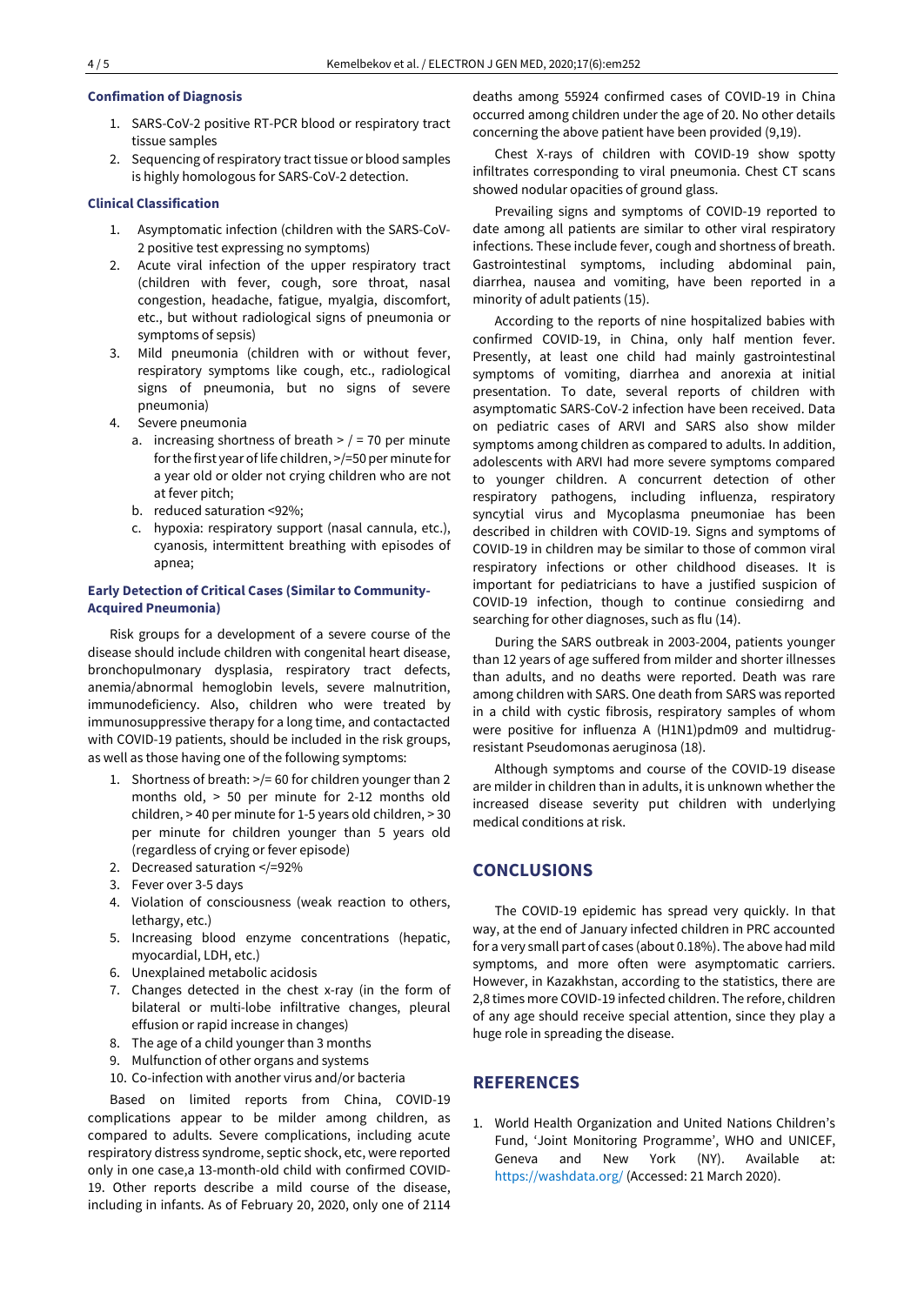### Confimation of Diagnosis

1. SARS-CoV-2 positive RT-PCR blood or respiratory tract tissue samples
2. Sequencing of respiratory tract tissue or blood samples is highly homologous for SARS-CoV-2 detection.

### Clinical Classification

1. Asymptomatic infection (children with the SARS-CoV-2 positive test expressing no symptoms)
2. Acute viral infection of the upper respiratory tract (children with fever, cough, sore throat, nasal congestion, headache, fatigue, myalgia, discomfort, etc., but without radiological signs of pneumonia or symptoms of sepsis)
3. Mild pneumonia (children with or without fever, respiratory symptoms like cough, etc., radiological signs of pneumonia, but no signs of severe pneumonia)
4. Severe pneumonia
   a. increasing shortness of breath > / = 70 per minute for the first year of life children, >/=50 per minute for a year old or older not crying children who are not at fever pitch;
   b. reduced saturation <92%;
   c. hypoxia: respiratory support (nasal cannula, etc.), cyanosis, intermittent breathing with episodes of apnea;

### Early Detection of Critical Cases (Similar to Community-Acquired Pneumonia)

Risk groups for a development of a severe course of the disease should include children with congenital heart disease, bronchopulmonary dysplasia, respiratory tract defects, anemia/abnormal hemoglobin levels, severe malnutrition, immunodeficiency. Also, children who were treated by immunosuppressive therapy for a long time, and contactacted with COVID-19 patients, should be included in the risk groups, as well as those having one of the following symptoms:

1. Shortness of breath: >/= 60 for children younger than 2 months old, > 50 per minute for 2-12 months old children, > 40 per minute for 1-5 years old children, > 30 per minute for children younger than 5 years old (regardless of crying or fever episode)
2. Decreased saturation </=92%
3. Fever over 3-5 days
4. Violation of consciousness (weak reaction to others, lethargy, etc.)
5. Increasing blood enzyme concentrations (hepatic, myocardial, LDH, etc.)
6. Unexplained metabolic acidosis
7. Changes detected in the chest x-ray (in the form of bilateral or multi-lobe infiltrative changes, pleural effusion or rapid increase in changes)
8. The age of a child younger than 3 months
9. Mulfunction of other organs and systems
10. Co-infection with another virus and/or bacteria

Based on limited reports from China, COVID-19 complications appear to be milder among children, as compared to adults. Severe complications, including acute respiratory distress syndrome, septic shock, etc, were reported only in one case,a 13-month-old child with confirmed COVID-19. Other reports describe a mild course of the disease, including in infants. As of February 20, 2020, only one of 2114 deaths among 55924 confirmed cases of COVID-19 in China occurred among children under the age of 20. No other details concerning the above patient have been provided (9,19).

Chest X-rays of children with COVID-19 show spotty infiltrates corresponding to viral pneumonia. Chest CT scans showed nodular opacities of ground glass.

Prevailing signs and symptoms of COVID-19 reported to date among all patients are similar to other viral respiratory infections. These include fever, cough and shortness of breath. Gastrointestinal symptoms, including abdominal pain, diarrhea, nausea and vomiting, have been reported in a minority of adult patients (15).

According to the reports of nine hospitalized babies with confirmed COVID-19, in China, only half mention fever. Presently, at least one child had mainly gastrointestinal symptoms of vomiting, diarrhea and anorexia at initial presentation. To date, several reports of children with asymptomatic SARS-CoV-2 infection have been received. Data on pediatric cases of ARVI and SARS also show milder symptoms among children as compared to adults. In addition, adolescents with ARVI had more severe symptoms compared to younger children. A concurrent detection of other respiratory pathogens, including influenza, respiratory syncytial virus and Mycoplasma pneumoniae has been described in children with COVID-19. Signs and symptoms of COVID-19 in children may be similar to those of common viral respiratory infections or other childhood diseases. It is important for pediatricians to have a justified suspicion of COVID-19 infection, though to continue consiedirng and searching for other diagnoses, such as flu (14).

During the SARS outbreak in 2003-2004, patients younger than 12 years of age suffered from milder and shorter illnesses than adults, and no deaths were reported. Death was rare among children with SARS. One death from SARS was reported in a child with cystic fibrosis, respiratory samples of whom were positive for influenza A (H1N1)pdm09 and multidrug-resistant Pseudomonas aeruginosa (18).

Although symptoms and course of the COVID-19 disease are milder in children than in adults, it is unknown whether the increased disease severity put children with underlying medical conditions at risk.

## CONCLUSIONS

The COVID-19 epidemic has spread very quickly. In that way, at the end of January infected children in PRC accounted for a very small part of cases (about 0.18%). The above had mild symptoms, and more often were asymptomatic carriers. However, in Kazakhstan, according to the statistics, there are 2,8 times more COVID-19 infected children. The refore, children of any age should receive special attention, since they play a huge role in spreading the disease.

## REFERENCES

1. World Health Organization and United Nations Children's Fund, 'Joint Monitoring Programme', WHO and UNICEF, Geneva and New York (NY). Available at: https://washdata.org/ (Accessed: 21 March 2020).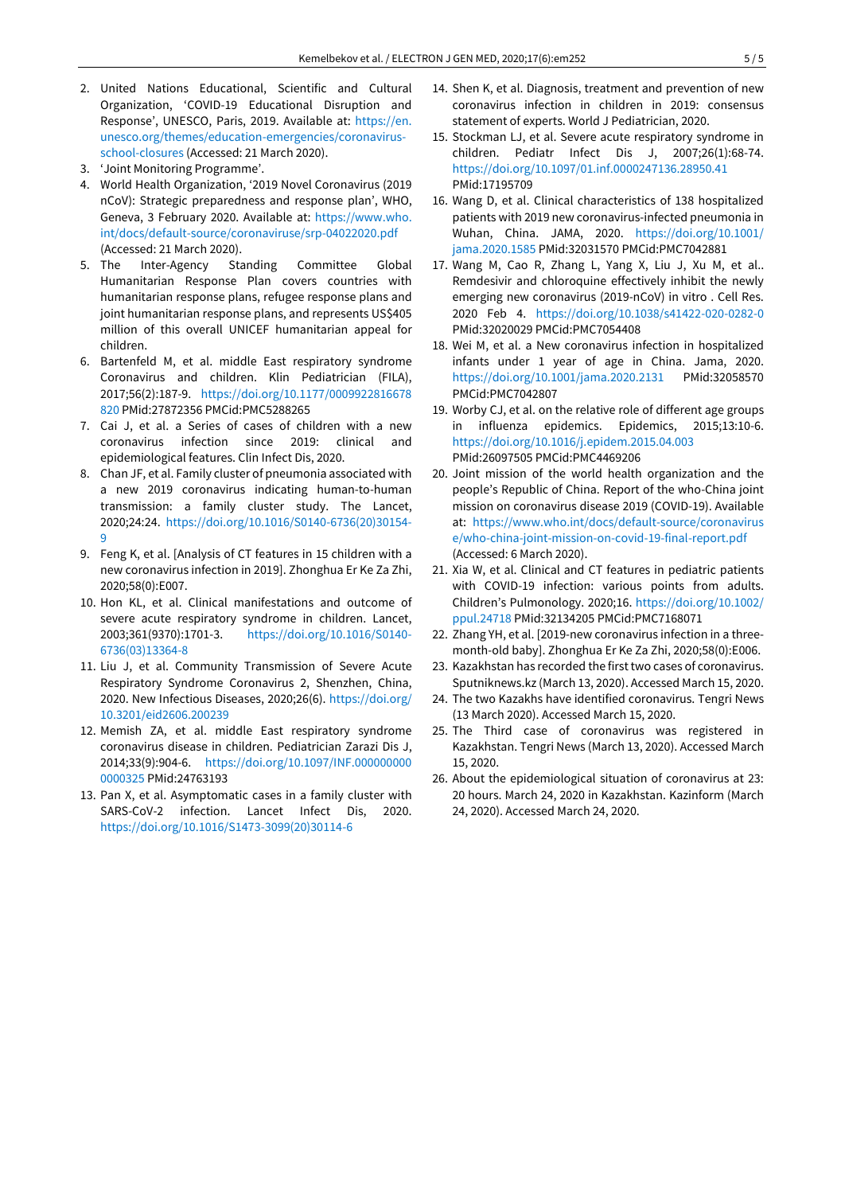2. United Nations Educational, Scientific and Cultural Organization, 'COVID-19 Educational Disruption and Response', UNESCO, Paris, 2019. Available at: https://en.unesco.org/themes/education-emergencies/coronavirus-school-closures (Accessed: 21 March 2020).
3. 'Joint Monitoring Programme'.
4. World Health Organization, '2019 Novel Coronavirus (2019 nCoV): Strategic preparedness and response plan', WHO, Geneva, 3 February 2020. Available at: https://www.who.int/docs/default-source/coronaviruse/srp-04022020.pdf (Accessed: 21 March 2020).
5. The Inter-Agency Standing Committee Global Humanitarian Response Plan covers countries with humanitarian response plans, refugee response plans and joint humanitarian response plans, and represents US$405 million of this overall UNICEF humanitarian appeal for children.
6. Bartenfeld M, et al. middle East respiratory syndrome Coronavirus and children. Klin Pediatrician (FILA), 2017;56(2):187-9. https://doi.org/10.1177/0009922816678820 PMid:27872356 PMCid:PMC5288265
7. Cai J, et al. a Series of cases of children with a new coronavirus infection since 2019: clinical and epidemiological features. Clin Infect Dis, 2020.
8. Chan JF, et al. Family cluster of pneumonia associated with a new 2019 coronavirus indicating human-to-human transmission: a family cluster study. The Lancet, 2020;24:24. https://doi.org/10.1016/S0140-6736(20)30154-9
9. Feng K, et al. [Analysis of CT features in 15 children with a new coronavirus infection in 2019]. Zhonghua Er Ke Za Zhi, 2020;58(0):E007.
10. Hon KL, et al. Clinical manifestations and outcome of severe acute respiratory syndrome in children. Lancet, 2003;361(9370):1701-3. https://doi.org/10.1016/S0140-6736(03)13364-8
11. Liu J, et al. Community Transmission of Severe Acute Respiratory Syndrome Coronavirus 2, Shenzhen, China, 2020. New Infectious Diseases, 2020;26(6). https://doi.org/10.3201/eid2606.200239
12. Memish ZA, et al. middle East respiratory syndrome coronavirus disease in children. Pediatrician Zarazi Dis J, 2014;33(9):904-6. https://doi.org/10.1097/INF.0000000000000325 PMid:24763193
13. Pan X, et al. Asymptomatic cases in a family cluster with SARS-CoV-2 infection. Lancet Infect Dis, 2020. https://doi.org/10.1016/S1473-3099(20)30114-6
14. Shen K, et al. Diagnosis, treatment and prevention of new coronavirus infection in children in 2019: consensus statement of experts. World J Pediatrician, 2020.
15. Stockman LJ, et al. Severe acute respiratory syndrome in children. Pediatr Infect Dis J, 2007;26(1):68-74. https://doi.org/10.1097/01.inf.0000247136.28950.41 PMid:17195709
16. Wang D, et al. Clinical characteristics of 138 hospitalized patients with 2019 new coronavirus-infected pneumonia in Wuhan, China. JAMA, 2020. https://doi.org/10.1001/jama.2020.1585 PMid:32031570 PMCid:PMC7042881
17. Wang M, Cao R, Zhang L, Yang X, Liu J, Xu M, et al.. Remdesivir and chloroquine effectively inhibit the newly emerging new coronavirus (2019-nCoV) in vitro . Cell Res. 2020 Feb 4. https://doi.org/10.1038/s41422-020-0282-0 PMid:32020029 PMCid:PMC7054408
18. Wei M, et al. a New coronavirus infection in hospitalized infants under 1 year of age in China. Jama, 2020. https://doi.org/10.1001/jama.2020.2131 PMid:32058570 PMCid:PMC7042807
19. Worby CJ, et al. on the relative role of different age groups in influenza epidemics. Epidemics, 2015;13:10-6. https://doi.org/10.1016/j.epidem.2015.04.003 PMid:26097505 PMCid:PMC4469206
20. Joint mission of the world health organization and the people's Republic of China. Report of the who-China joint mission on coronavirus disease 2019 (COVID-19). Available at: https://www.who.int/docs/default-source/coronaviruse/who-china-joint-mission-on-covid-19-final-report.pdf (Accessed: 6 March 2020).
21. Xia W, et al. Clinical and CT features in pediatric patients with COVID-19 infection: various points from adults. Children's Pulmonology. 2020;16. https://doi.org/10.1002/ppul.24718 PMid:32134205 PMCid:PMC7168071
22. Zhang YH, et al. [2019-new coronavirus infection in a three-month-old baby]. Zhonghua Er Ke Za Zhi, 2020;58(0):E006.
23. Kazakhstan has recorded the first two cases of coronavirus. Sputniknews.kz (March 13, 2020). Accessed March 15, 2020.
24. The two Kazakhs have identified coronavirus. Tengri News (13 March 2020). Accessed March 15, 2020.
25. The Third case of coronavirus was registered in Kazakhstan. Tengri News (March 13, 2020). Accessed March 15, 2020.
26. About the epidemiological situation of coronavirus at 23: 20 hours. March 24, 2020 in Kazakhstan. Kazinform (March 24, 2020). Accessed March 24, 2020.